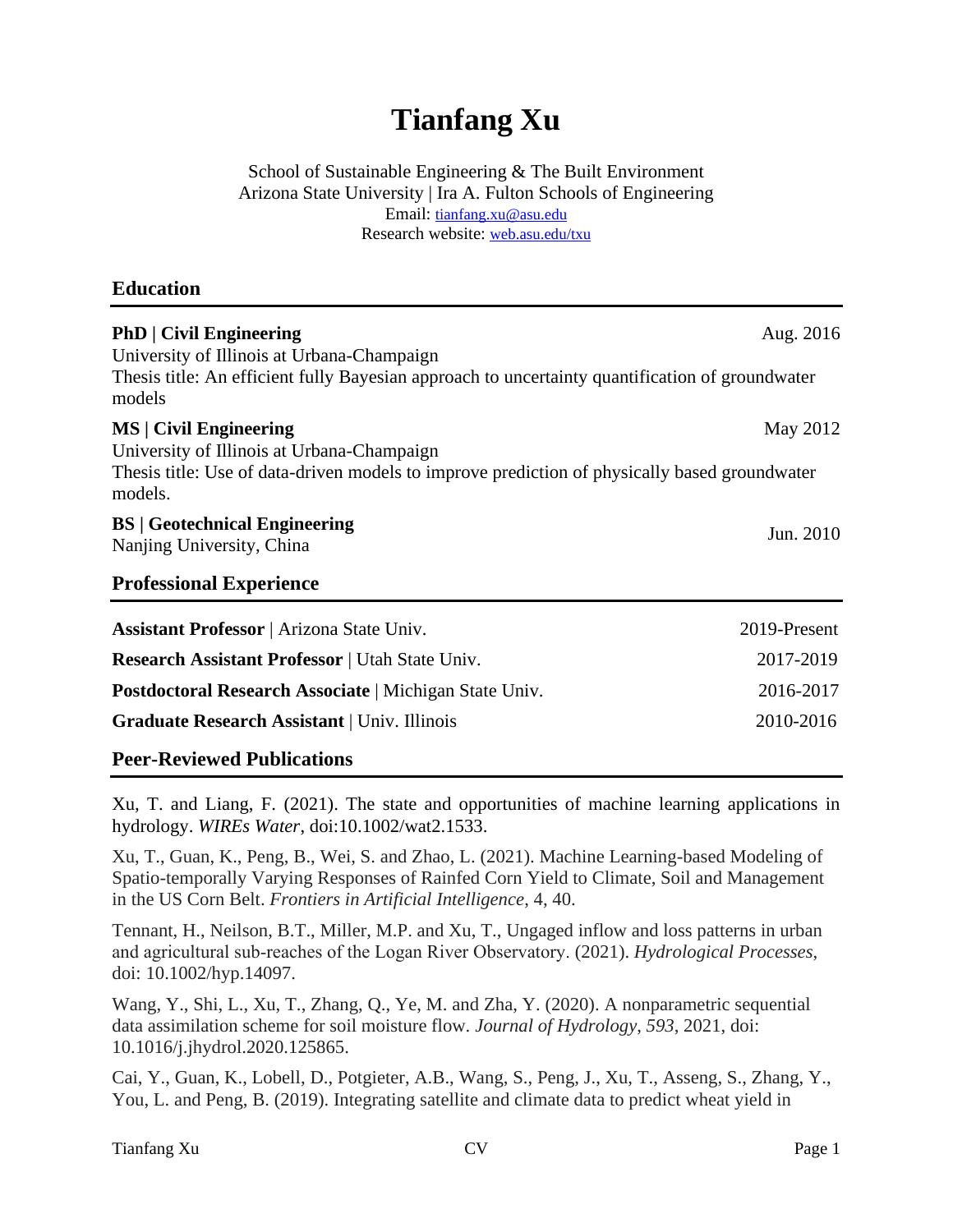# Tianfang Xu

School of Sustainable Engineering & The Built Environment
Arizona State University | Ira A. Fulton Schools of Engineering
Email: tianfang.xu@asu.edu
Research website: web.asu.edu/txu

## Education

**PhD | Civil Engineering** — Aug. 2016
University of Illinois at Urbana-Champaign
Thesis title: An efficient fully Bayesian approach to uncertainty quantification of groundwater models

**MS | Civil Engineering** — May 2012
University of Illinois at Urbana-Champaign
Thesis title: Use of data-driven models to improve prediction of physically based groundwater models.

**BS | Geotechnical Engineering** — Jun. 2010
Nanjing University, China

## Professional Experience

**Assistant Professor** | Arizona State Univ. — 2019-Present

**Research Assistant Professor** | Utah State Univ. — 2017-2019

**Postdoctoral Research Associate** | Michigan State Univ. — 2016-2017

**Graduate Research Assistant** | Univ. Illinois — 2010-2016

## Peer-Reviewed Publications

Xu, T. and Liang, F. (2021). The state and opportunities of machine learning applications in hydrology. *WIREs Water*, doi:10.1002/wat2.1533.

Xu, T., Guan, K., Peng, B., Wei, S. and Zhao, L. (2021). Machine Learning-based Modeling of Spatio-temporally Varying Responses of Rainfed Corn Yield to Climate, Soil and Management in the US Corn Belt. *Frontiers in Artificial Intelligence*, 4, 40.

Tennant, H., Neilson, B.T., Miller, M.P. and Xu, T., Ungaged inflow and loss patterns in urban and agricultural sub-reaches of the Logan River Observatory. (2021). *Hydrological Processes*, doi: 10.1002/hyp.14097.

Wang, Y., Shi, L., Xu, T., Zhang, Q., Ye, M. and Zha, Y. (2020). A nonparametric sequential data assimilation scheme for soil moisture flow. *Journal of Hydrology*, *593*, 2021, doi: 10.1016/j.jhydrol.2020.125865.

Cai, Y., Guan, K., Lobell, D., Potgieter, A.B., Wang, S., Peng, J., Xu, T., Asseng, S., Zhang, Y., You, L. and Peng, B. (2019). Integrating satellite and climate data to predict wheat yield in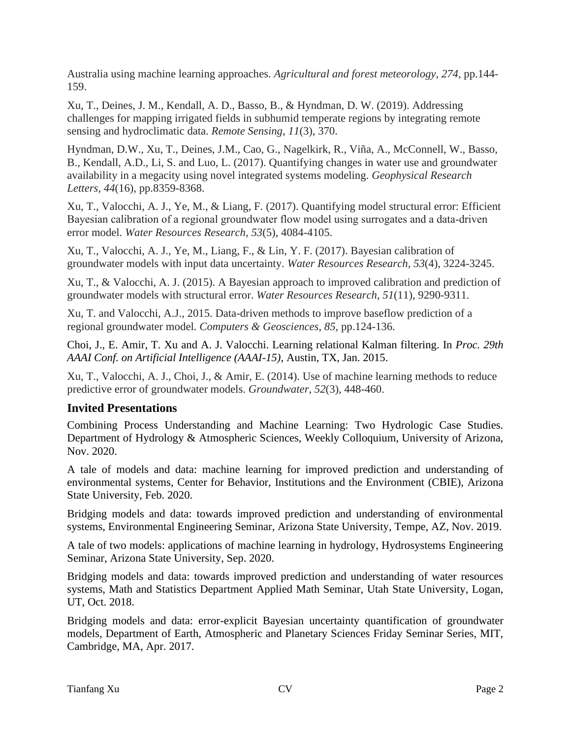Australia using machine learning approaches. *Agricultural and forest meteorology*, *274*, pp.144-159.

Xu, T., Deines, J. M., Kendall, A. D., Basso, B., & Hyndman, D. W. (2019). Addressing challenges for mapping irrigated fields in subhumid temperate regions by integrating remote sensing and hydroclimatic data. *Remote Sensing*, *11*(3), 370.

Hyndman, D.W., Xu, T., Deines, J.M., Cao, G., Nagelkirk, R., Viña, A., McConnell, W., Basso, B., Kendall, A.D., Li, S. and Luo, L. (2017). Quantifying changes in water use and groundwater availability in a megacity using novel integrated systems modeling. *Geophysical Research Letters*, *44*(16), pp.8359-8368.

Xu, T., Valocchi, A. J., Ye, M., & Liang, F. (2017). Quantifying model structural error: Efficient Bayesian calibration of a regional groundwater flow model using surrogates and a data-driven error model. *Water Resources Research*, *53*(5), 4084-4105.

Xu, T., Valocchi, A. J., Ye, M., Liang, F., & Lin, Y. F. (2017). Bayesian calibration of groundwater models with input data uncertainty. *Water Resources Research*, *53*(4), 3224-3245.

Xu, T., & Valocchi, A. J. (2015). A Bayesian approach to improved calibration and prediction of groundwater models with structural error. *Water Resources Research*, *51*(11), 9290-9311.

Xu, T. and Valocchi, A.J., 2015. Data-driven methods to improve baseflow prediction of a regional groundwater model. *Computers & Geosciences*, *85*, pp.124-136.

Choi, J., E. Amir, T. Xu and A. J. Valocchi. Learning relational Kalman filtering. In *Proc. 29th AAAI Conf. on Artificial Intelligence (AAAI-15)*, Austin, TX, Jan. 2015.

Xu, T., Valocchi, A. J., Choi, J., & Amir, E. (2014). Use of machine learning methods to reduce predictive error of groundwater models. *Groundwater*, *52*(3), 448-460.

## Invited Presentations

Combining Process Understanding and Machine Learning: Two Hydrologic Case Studies. Department of Hydrology & Atmospheric Sciences, Weekly Colloquium, University of Arizona, Nov. 2020.

A tale of models and data: machine learning for improved prediction and understanding of environmental systems, Center for Behavior, Institutions and the Environment (CBIE), Arizona State University, Feb. 2020.

Bridging models and data: towards improved prediction and understanding of environmental systems, Environmental Engineering Seminar, Arizona State University, Tempe, AZ, Nov. 2019.

A tale of two models: applications of machine learning in hydrology, Hydrosystems Engineering Seminar, Arizona State University, Sep. 2020.

Bridging models and data: towards improved prediction and understanding of water resources systems, Math and Statistics Department Applied Math Seminar, Utah State University, Logan, UT, Oct. 2018.

Bridging models and data: error-explicit Bayesian uncertainty quantification of groundwater models, Department of Earth, Atmospheric and Planetary Sciences Friday Seminar Series, MIT, Cambridge, MA, Apr. 2017.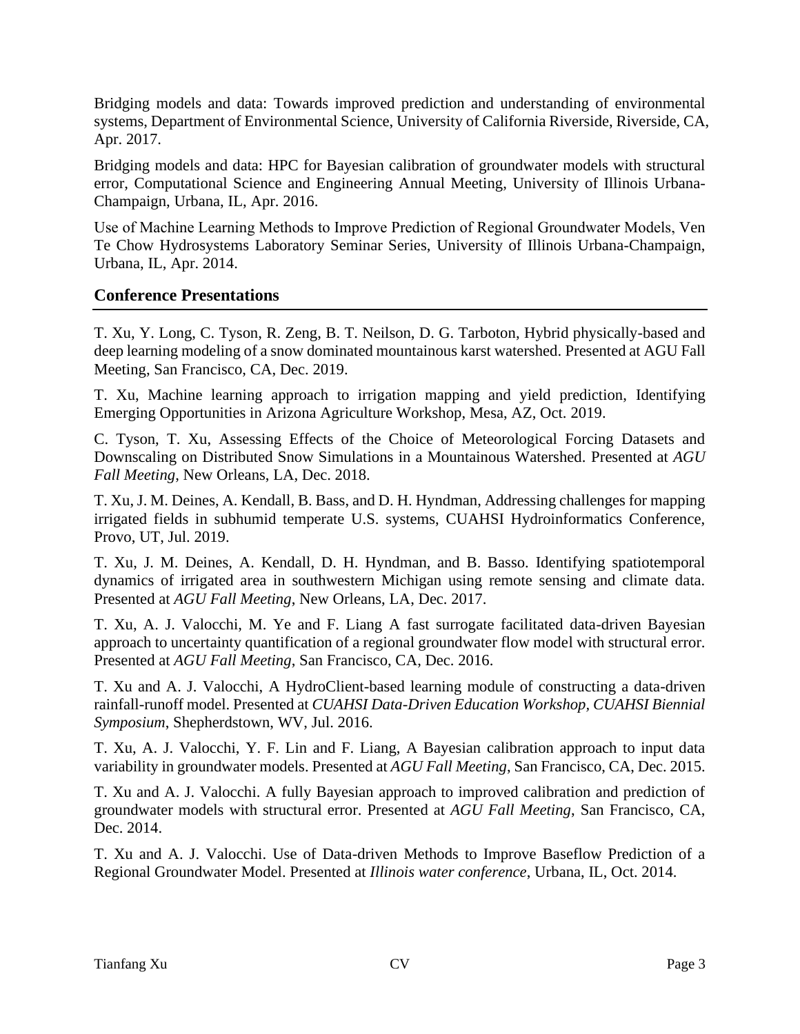Bridging models and data: Towards improved prediction and understanding of environmental systems, Department of Environmental Science, University of California Riverside, Riverside, CA, Apr. 2017.

Bridging models and data: HPC for Bayesian calibration of groundwater models with structural error, Computational Science and Engineering Annual Meeting, University of Illinois Urbana-Champaign, Urbana, IL, Apr. 2016.

Use of Machine Learning Methods to Improve Prediction of Regional Groundwater Models, Ven Te Chow Hydrosystems Laboratory Seminar Series, University of Illinois Urbana-Champaign, Urbana, IL, Apr. 2014.

## Conference Presentations

T. Xu, Y. Long, C. Tyson, R. Zeng, B. T. Neilson, D. G. Tarboton, Hybrid physically-based and deep learning modeling of a snow dominated mountainous karst watershed. Presented at AGU Fall Meeting, San Francisco, CA, Dec. 2019.

T. Xu, Machine learning approach to irrigation mapping and yield prediction, Identifying Emerging Opportunities in Arizona Agriculture Workshop, Mesa, AZ, Oct. 2019.

C. Tyson, T. Xu, Assessing Effects of the Choice of Meteorological Forcing Datasets and Downscaling on Distributed Snow Simulations in a Mountainous Watershed. Presented at *AGU Fall Meeting*, New Orleans, LA, Dec. 2018.

T. Xu, J. M. Deines, A. Kendall, B. Bass, and D. H. Hyndman, Addressing challenges for mapping irrigated fields in subhumid temperate U.S. systems, CUAHSI Hydroinformatics Conference, Provo, UT, Jul. 2019.

T. Xu, J. M. Deines, A. Kendall, D. H. Hyndman, and B. Basso. Identifying spatiotemporal dynamics of irrigated area in southwestern Michigan using remote sensing and climate data. Presented at *AGU Fall Meeting*, New Orleans, LA, Dec. 2017.

T. Xu, A. J. Valocchi, M. Ye and F. Liang A fast surrogate facilitated data-driven Bayesian approach to uncertainty quantification of a regional groundwater flow model with structural error. Presented at *AGU Fall Meeting*, San Francisco, CA, Dec. 2016.

T. Xu and A. J. Valocchi, A HydroClient-based learning module of constructing a data-driven rainfall-runoff model. Presented at *CUAHSI Data-Driven Education Workshop, CUAHSI Biennial Symposium*, Shepherdstown, WV, Jul. 2016.

T. Xu, A. J. Valocchi, Y. F. Lin and F. Liang, A Bayesian calibration approach to input data variability in groundwater models. Presented at *AGU Fall Meeting*, San Francisco, CA, Dec. 2015.

T. Xu and A. J. Valocchi. A fully Bayesian approach to improved calibration and prediction of groundwater models with structural error. Presented at *AGU Fall Meeting*, San Francisco, CA, Dec. 2014.

T. Xu and A. J. Valocchi. Use of Data-driven Methods to Improve Baseflow Prediction of a Regional Groundwater Model. Presented at *Illinois water conference*, Urbana, IL, Oct. 2014.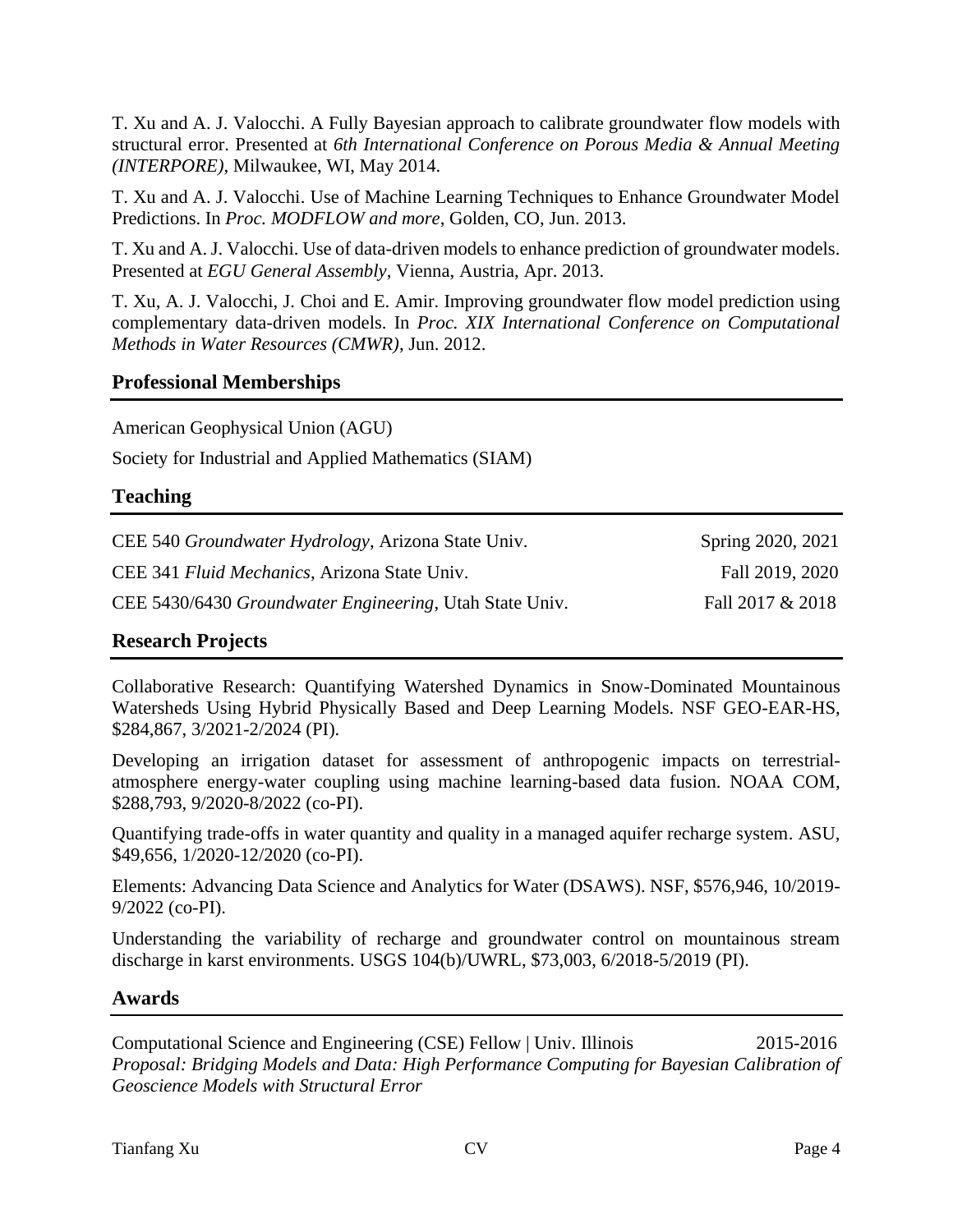T. Xu and A. J. Valocchi. A Fully Bayesian approach to calibrate groundwater flow models with structural error. Presented at *6th International Conference on Porous Media & Annual Meeting (INTERPORE)*, Milwaukee, WI, May 2014.

T. Xu and A. J. Valocchi. Use of Machine Learning Techniques to Enhance Groundwater Model Predictions. In *Proc. MODFLOW and more*, Golden, CO, Jun. 2013.

T. Xu and A. J. Valocchi. Use of data-driven models to enhance prediction of groundwater models. Presented at *EGU General Assembly*, Vienna, Austria, Apr. 2013.

T. Xu, A. J. Valocchi, J. Choi and E. Amir. Improving groundwater flow model prediction using complementary data-driven models. In *Proc. XIX International Conference on Computational Methods in Water Resources (CMWR)*, Jun. 2012.

## Professional Memberships

American Geophysical Union (AGU)

Society for Industrial and Applied Mathematics (SIAM)

## Teaching

| | |
|---|---|
| CEE 540 *Groundwater Hydrology*, Arizona State Univ. | Spring 2020, 2021 |
| CEE 341 *Fluid Mechanics*, Arizona State Univ. | Fall 2019, 2020 |
| CEE 5430/6430 *Groundwater Engineering*, Utah State Univ. | Fall 2017 & 2018 |

## Research Projects

Collaborative Research: Quantifying Watershed Dynamics in Snow-Dominated Mountainous Watersheds Using Hybrid Physically Based and Deep Learning Models. NSF GEO-EAR-HS, $284,867, 3/2021-2/2024 (PI).

Developing an irrigation dataset for assessment of anthropogenic impacts on terrestrial-atmosphere energy-water coupling using machine learning-based data fusion. NOAA COM, $288,793, 9/2020-8/2022 (co-PI).

Quantifying trade-offs in water quantity and quality in a managed aquifer recharge system. ASU, $49,656, 1/2020-12/2020 (co-PI).

Elements: Advancing Data Science and Analytics for Water (DSAWS). NSF, $576,946, 10/2019-9/2022 (co-PI).

Understanding the variability of recharge and groundwater control on mountainous stream discharge in karst environments. USGS 104(b)/UWRL, $73,003, 6/2018-5/2019 (PI).

## Awards

Computational Science and Engineering (CSE) Fellow | Univ. Illinois 2015-2016
*Proposal: Bridging Models and Data: High Performance Computing for Bayesian Calibration of Geoscience Models with Structural Error*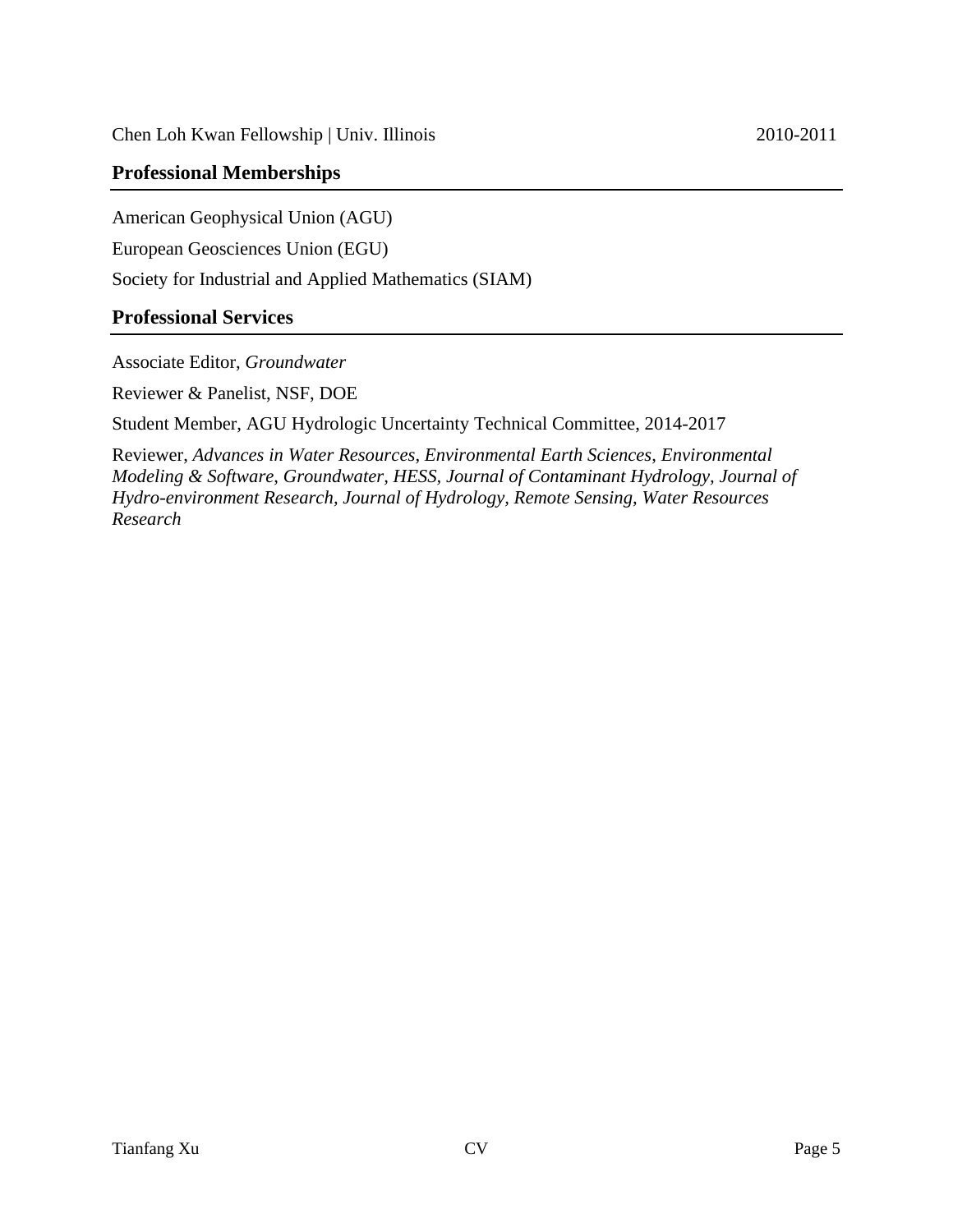Chen Loh Kwan Fellowship | Univ. Illinois 2010-2011

## Professional Memberships

American Geophysical Union (AGU)

European Geosciences Union (EGU)

Society for Industrial and Applied Mathematics (SIAM)

## Professional Services

Associate Editor, *Groundwater*

Reviewer & Panelist, NSF, DOE

Student Member, AGU Hydrologic Uncertainty Technical Committee, 2014-2017

Reviewer, *Advances in Water Resources*, *Environmental Earth Sciences*, *Environmental Modeling & Software*, *Groundwater*, *HESS*, *Journal of Contaminant Hydrology*, *Journal of Hydro-environment Research*, *Journal of Hydrology*, *Remote Sensing*, *Water Resources Research*